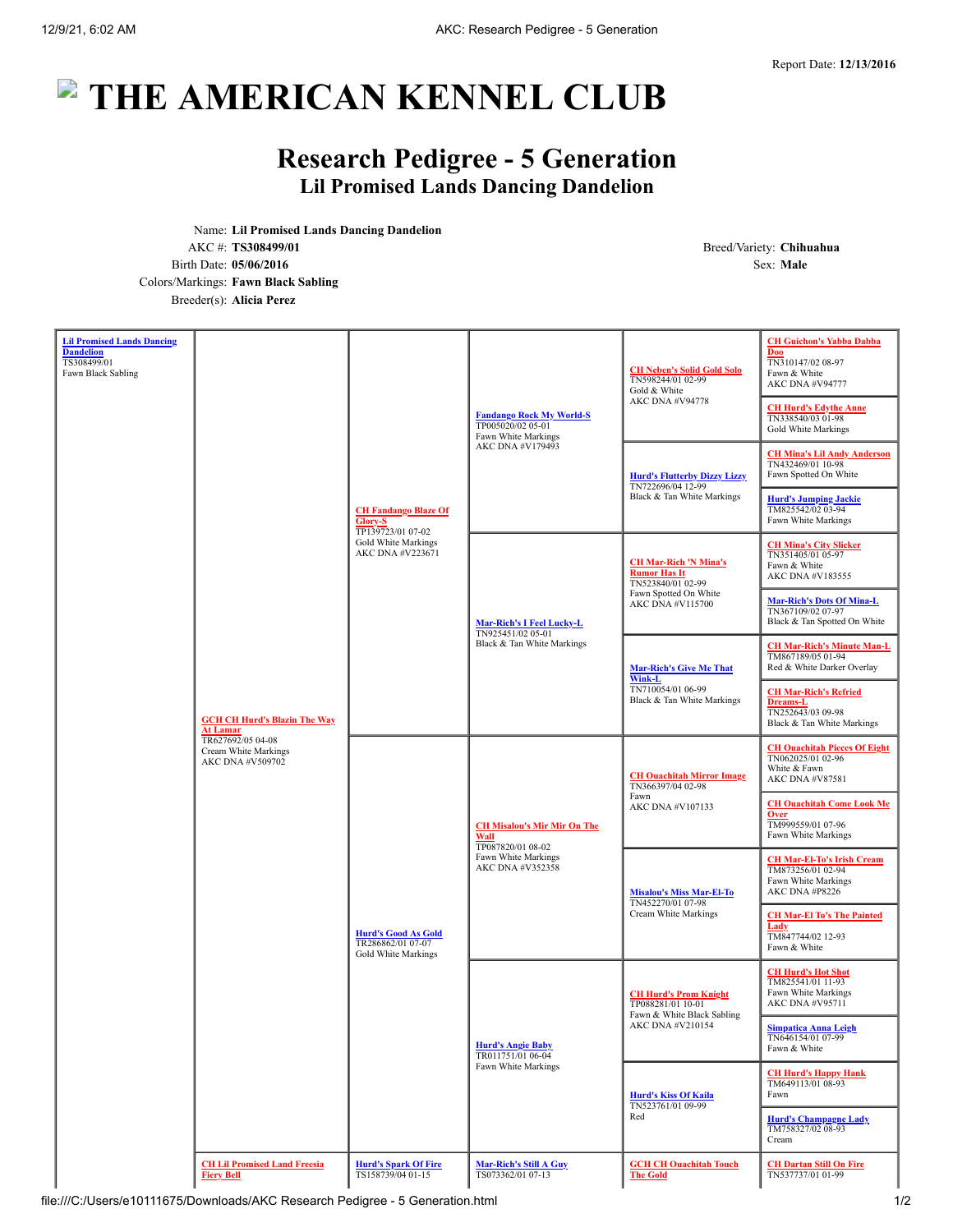Report Date: **12/13/2016**

# THE AMERICAN KENNEL CLUB

## Research Pedigree - 5 Generation
### Lil Promised Lands Dancing Dandelion

| | |
|---|---|
| Name: | **Lil Promised Lands Dancing Dandelion** |
| AKC #: | **TS308499/01** |
| Birth Date: | **05/06/2016** |
| Colors/Markings: | **Fawn Black Sabling** |
| Breeder(s): | **Alicia Perez** |
| Breed/Variety: | **Chihuahua** |
| Sex: | **Male** |

| Dog | Parents | Grandparents | Great-Grandparents | Great-Great-Grandparents | Great-Great-Great-Grandparents |
|---|---|---|---|---|---|
| Lil Promised Lands Dancing Dandelion TS308499/01 Fawn Black Sabling | GCH CH Hurd's Blazin The Way At Lamar TR627692/05 04-08 Cream White Markings AKC DNA #V509702 | CH Fandango Blaze Of Glory-S TP139723/01 07-02 Gold White Markings AKC DNA #V223671 | Fandango Rock My World-S TP005020/02 05-01 Fawn White Markings AKC DNA #V179493 | CH Neben's Solid Gold Solo TN598244/01 02-99 Gold & White AKC DNA #V94778 | CH Guichon's Yabba Dabba Doo TN310147/02 08-97 Fawn & White AKC DNA #V94777 |
| | | | | | CH Hurd's Edythe Anne TN338540/03 01-98 Gold White Markings |
| | | | | Hurd's Flutterby Dizzy Lizzy TN722696/04 12-99 Black & Tan White Markings | CH Mina's Lil Andy Anderson TN432469/01 10-98 Fawn Spotted On White |
| | | | | | Hurd's Jumping Jackie TM825542/02 03-94 Fawn White Markings |
| | | | Mar-Rich's I Feel Lucky-L TN925451/02 05-01 Black & Tan White Markings | CH Mar-Rich 'N Mina's Rumor Has It TN523840/01 02-99 Fawn Spotted On White AKC DNA #V115700 | CH Mina's City Slicker TN351405/01 05-97 Fawn & White AKC DNA #V183555 |
| | | | | | Mar-Rich's Dots Of Mina-L TN367109/02 07-97 Black & Tan Spotted On White |
| | | | | Mar-Rich's Give Me That Wink-L TN710054/01 06-99 Black & Tan White Markings | CH Mar-Rich's Minute Man-L TM867189/05 01-94 Red & White Darker Overlay |
| | | | | | CH Mar-Rich's Refried Dreams-L TN252643/03 09-98 Black & Tan White Markings |
| | | Hurd's Good As Gold TR286862/01 07-07 Gold White Markings | CH Misalou's Mir Mir On The Wall TP087820/01 08-02 Fawn White Markings AKC DNA #V352358 | CH Ouachitah Mirror Image TN366397/04 02-98 Fawn AKC DNA #V107133 | CH Ouachitah Pieces Of Eight TN062025/01 02-96 White & Fawn AKC DNA #V87581 |
| | | | | | CH Ouachitah Come Look Me Over TM999559/01 07-96 Fawn White Markings |
| | | | | Misalou's Miss Mar-El-To TN452270/01 07-98 Cream White Markings | CH Mar-El-To's Irish Cream TM873256/01 02-94 Fawn White Markings AKC DNA #P8226 |
| | | | | | CH Mar-El To's The Painted Lady TM847744/02 12-93 Fawn & White |
| | | | Hurd's Angie Baby TR011751/01 06-04 Fawn White Markings | CH Hurd's Prom Knight TP088281/01 10-01 Fawn & White Black Sabling AKC DNA #V210154 | CH Hurd's Hot Shot TM825541/01 11-93 Fawn White Markings AKC DNA #V95711 |
| | | | | | Simpatica Anna Leigh TN646154/01 07-99 Fawn & White |
| | | | | Hurd's Kiss Of Kaila TN523761/01 09-99 Red | CH Hurd's Happy Hank TM649113/01 08-93 Fawn |
| | | | | | Hurd's Champagne Lady TM758327/02 08-93 Cream |
| | CH Lil Promised Land Freesia Fiery Bell | Hurd's Spark Of Fire TS158739/04 01-15 | Mar-Rich's Still A Guy TS073362/01 07-13 | GCH CH Ouachitah Touch The Gold | CH Dartan Still On Fire TN537737/01 01-99 |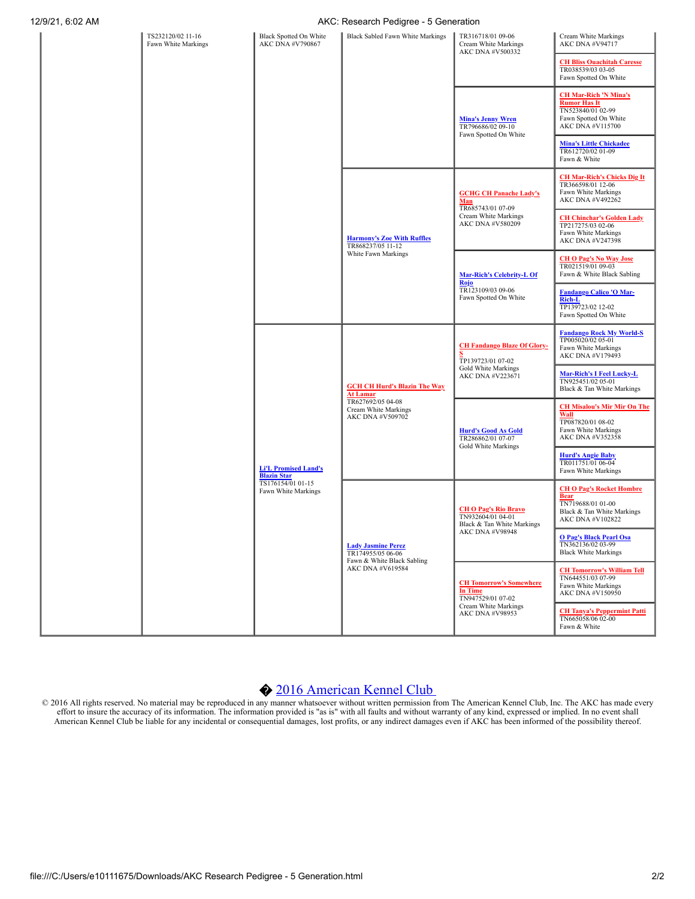| | | | | | |
|---|---|---|---|---|---|
| | TS232120/02 11-16 Fawn White Markings | Black Spotted On White AKC DNA #V790867 | Black Sabled Fawn White Markings | TR316718/01 09-06 Cream White Markings AKC DNA #V500332 | Cream White Markings AKC DNA #V94717 |
| | | | | | CH Bliss Ouachitah Caresse TR038539/03 03-05 Fawn Spotted On White |
| | | | | Mina's Jenny Wren TR796686/02 09-10 Fawn Spotted On White | CH Mar-Rich 'N Mina's Rumor Has It TN523840/01 02-99 Fawn Spotted On White AKC DNA #V115700 |
| | | | | | Mina's Little Chickadee TR612720/02 01-09 Fawn & White |
| | | | Harmony's Zoe With Ruffles TR868237/05 11-12 White Fawn Markings | GCHG CH Panache Lady's Man TR685743/01 07-09 Cream White Markings AKC DNA #V580209 | CH Mar-Rich's Chicks Dig It TR366598/01 12-06 Fawn White Markings AKC DNA #V492262 |
| | | | | | CH Chinchar's Golden Lady TP217275/03 02-06 Fawn White Markings AKC DNA #V247398 |
| | | | | Mar-Rich's Celebrity-L Of Rojo TR123109/03 09-06 Fawn Spotted On White | CH O Pag's No Way Jose TR021519/01 09-03 Fawn & White Black Sabling |
| | | | | | Fandango Calico 'O Mar-Rich-L TP139723/02 12-02 Fawn Spotted On White |
| | | Li'L Promised Land's Blazin Star TS176154/01 01-15 Fawn White Markings | GCH CH Hurd's Blazin The Way At Lamar TR627692/05 04-08 Cream White Markings AKC DNA #V509702 | CH Fandango Blaze Of Glory-S TP139723/01 07-02 Gold White Markings AKC DNA #V223671 | Fandango Rock My World-S TP005020/02 05-01 Fawn White Markings AKC DNA #V179493 |
| | | | | | Mar-Rich's I Feel Lucky-L TN925451/02 05-01 Black & Tan White Markings |
| | | | | Hurd's Good As Gold TR286862/01 07-07 Gold White Markings | CH Misalou's Mir Mir On The Wall TP087820/01 08-02 Fawn White Markings AKC DNA #V352358 |
| | | | | | Hurd's Angie Baby TR011751/01 06-04 Fawn White Markings |
| | | | Lady Jasmine Perez TR174955/05 06-06 Fawn & White Black Sabling AKC DNA #V619584 | CH O Pag's Rio Bravo TN932604/01 04-01 Black & Tan White Markings AKC DNA #V98948 | CH O Pag's Rocket Hombre Bear TN719688/01 01-00 Black & Tan White Markings AKC DNA #V102822 |
| | | | | | O Pag's Black Pearl Osa TN362136/02 03-99 Black White Markings |
| | | | | CH Tomorrow's Somewhere In Time TN947529/01 07-02 Cream White Markings AKC DNA #V98953 | CH Tomorrow's William Tell TN644551/03 07-99 Fawn White Markings AKC DNA #V150950 |
| | | | | | CH Tanya's Peppermint Patti TN665058/06 02-00 Fawn & White |

� 2016 American Kennel Club

© 2016 All rights reserved. No material may be reproduced in any manner whatsoever without written permission from The American Kennel Club, Inc. The AKC has made every effort to insure the accuracy of its information. The information provided is "as is" with all faults and without warranty of any kind, expressed or implied. In no event shall American Kennel Club be liable for any incidental or consequential damages, lost profits, or any indirect damages even if AKC has been informed of the possibility thereof.